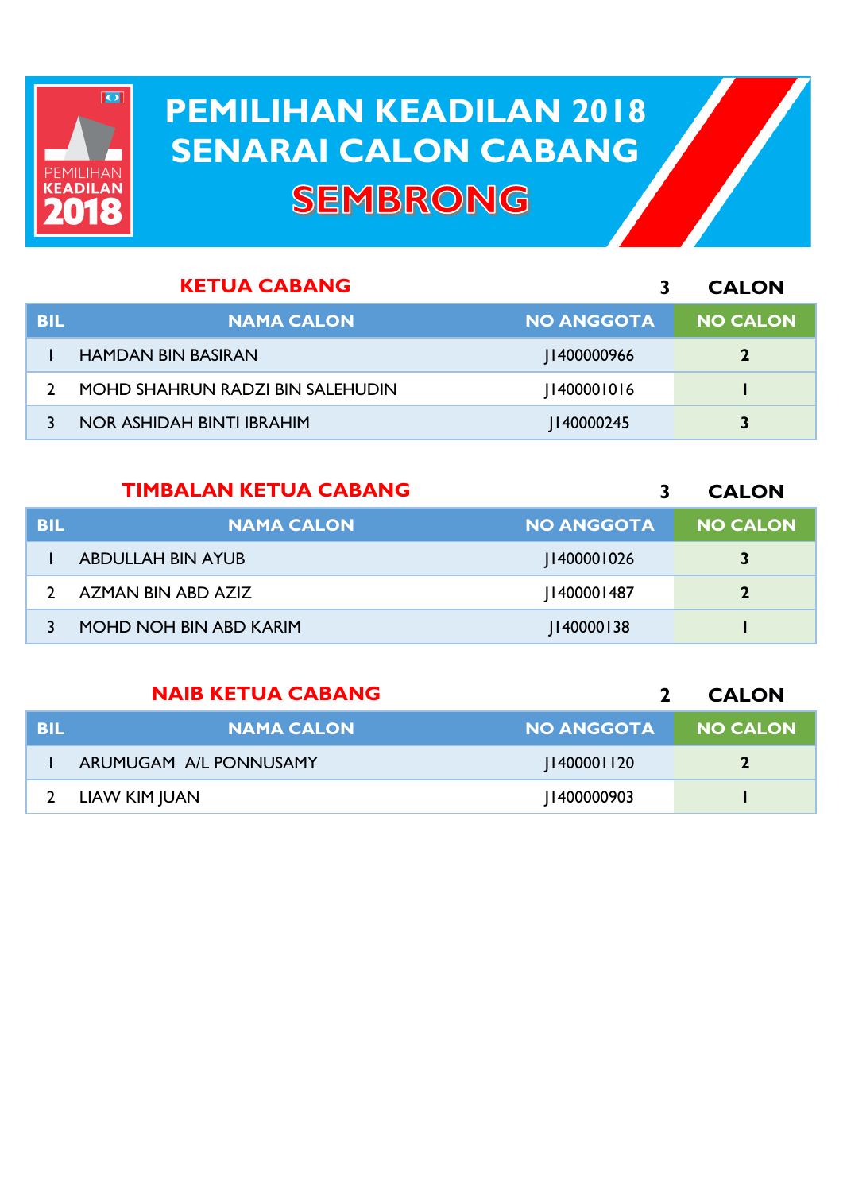# PEMILIHAN KEADILAN 2018
# SENARAI CALON CABANG
# SEMBRONG

## KETUA CABANG

**3 CALON**

| BIL | NAMA CALON | NO ANGGOTA | NO CALON |
|---|---|---|---|
| 1 | HAMDAN BIN BASIRAN | J1400000966 | 2 |
| 2 | MOHD SHAHRUN RADZI BIN SALEHUDIN | J1400001016 | 1 |
| 3 | NOR ASHIDAH BINTI IBRAHIM | J140000245 | 3 |

## TIMBALAN KETUA CABANG

**3 CALON**

| BIL | NAMA CALON | NO ANGGOTA | NO CALON |
|---|---|---|---|
| 1 | ABDULLAH BIN AYUB | J1400001026 | 3 |
| 2 | AZMAN BIN ABD AZIZ | J1400001487 | 2 |
| 3 | MOHD NOH BIN ABD KARIM | J140000138 | 1 |

## NAIB KETUA CABANG

**2 CALON**

| BIL | NAMA CALON | NO ANGGOTA | NO CALON |
|---|---|---|---|
| 1 | ARUMUGAM A/L PONNUSAMY | J1400001120 | 2 |
| 2 | LIAW KIM JUAN | J1400000903 | 1 |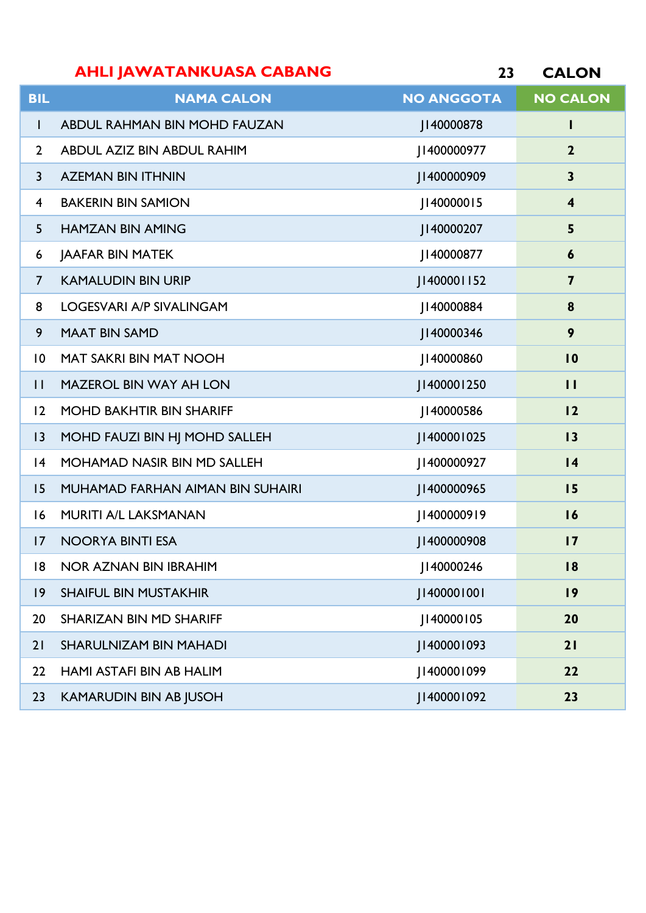**AHLI JAWATANKUASA CABANG** 23 **CALON**

| BIL | NAMA CALON | NO ANGGOTA | NO CALON |
|---|---|---|---|
| 1 | ABDUL RAHMAN BIN MOHD FAUZAN | J140000878 | **1** |
| 2 | ABDUL AZIZ BIN ABDUL RAHIM | J1400000977 | **2** |
| 3 | AZEMAN BIN ITHNIN | J1400000909 | **3** |
| 4 | BAKERIN BIN SAMION | J140000015 | **4** |
| 5 | HAMZAN BIN AMING | J140000207 | **5** |
| 6 | JAAFAR BIN MATEK | J140000877 | **6** |
| 7 | KAMALUDIN BIN URIP | J1400001152 | **7** |
| 8 | LOGESVARI A/P SIVALINGAM | J140000884 | **8** |
| 9 | MAAT BIN SAMD | J140000346 | **9** |
| 10 | MAT SAKRI BIN MAT NOOH | J140000860 | **10** |
| 11 | MAZEROL BIN WAY AH LON | J1400001250 | **11** |
| 12 | MOHD BAKHTIR BIN SHARIFF | J140000586 | **12** |
| 13 | MOHD FAUZI BIN HJ MOHD SALLEH | J1400001025 | **13** |
| 14 | MOHAMAD NASIR BIN MD SALLEH | J1400000927 | **14** |
| 15 | MUHAMAD FARHAN AIMAN BIN SUHAIRI | J1400000965 | **15** |
| 16 | MURITI A/L LAKSMANAN | J1400000919 | **16** |
| 17 | NOORYA BINTI ESA | J1400000908 | **17** |
| 18 | NOR AZNAN BIN IBRAHIM | J140000246 | **18** |
| 19 | SHAIFUL BIN MUSTAKHIR | J1400001001 | **19** |
| 20 | SHARIZAN BIN MD SHARIFF | J140000105 | **20** |
| 21 | SHARULNIZAM BIN MAHADI | J1400001093 | **21** |
| 22 | HAMI ASTAFI BIN AB HALIM | J1400001099 | **22** |
| 23 | KAMARUDIN BIN AB JUSOH | J1400001092 | **23** |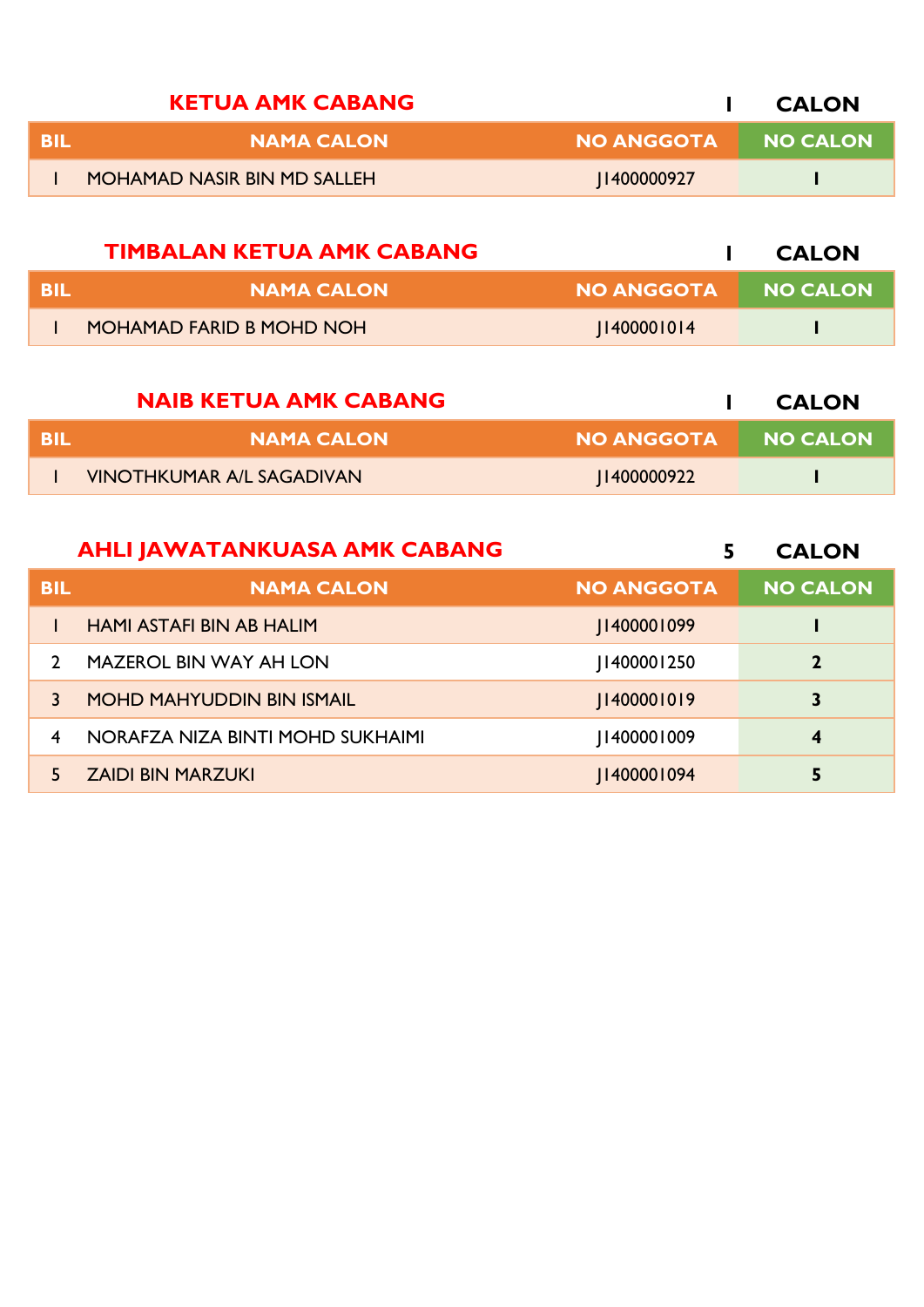## KETUA AMK CABANG

1 CALON

| BIL | NAMA CALON | NO ANGGOTA | NO CALON |
|---|---|---|---|
| 1 | MOHAMAD NASIR BIN MD SALLEH | J1400000927 | 1 |

## TIMBALAN KETUA AMK CABANG

1 CALON

| BIL | NAMA CALON | NO ANGGOTA | NO CALON |
|---|---|---|---|
| 1 | MOHAMAD FARID B MOHD NOH | J1400001014 | 1 |

## NAIB KETUA AMK CABANG

1 CALON

| BIL | NAMA CALON | NO ANGGOTA | NO CALON |
|---|---|---|---|
| 1 | VINOTHKUMAR A/L SAGADIVAN | J1400000922 | 1 |

## AHLI JAWATANKUASA AMK CABANG

5 CALON

| BIL | NAMA CALON | NO ANGGOTA | NO CALON |
|---|---|---|---|
| 1 | HAMI ASTAFI BIN AB HALIM | J1400001099 | 1 |
| 2 | MAZEROL BIN WAY AH LON | J1400001250 | 2 |
| 3 | MOHD MAHYUDDIN BIN ISMAIL | J1400001019 | 3 |
| 4 | NORAFZA NIZA BINTI MOHD SUKHAIMI | J1400001009 | 4 |
| 5 | ZAIDI BIN MARZUKI | J1400001094 | 5 |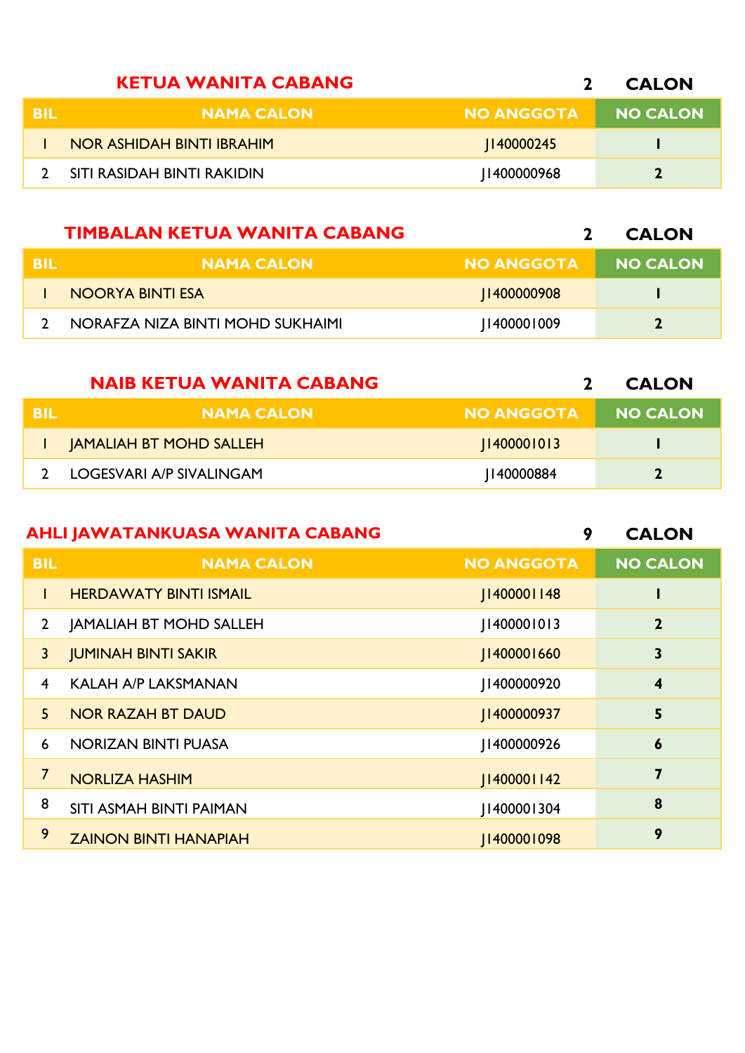## KETUA WANITA CABANG

**2 CALON**

| BIL | NAMA CALON | NO ANGGOTA | NO CALON |
|---|---|---|---|
| 1 | NOR ASHIDAH BINTI IBRAHIM | J140000245 | 1 |
| 2 | SITI RASIDAH BINTI RAKIDIN | J1400000968 | 2 |

## TIMBALAN KETUA WANITA CABANG

**2 CALON**

| BIL | NAMA CALON | NO ANGGOTA | NO CALON |
|---|---|---|---|
| 1 | NOORYA BINTI ESA | J1400000908 | 1 |
| 2 | NORAFZA NIZA BINTI MOHD SUKHAIMI | J1400001009 | 2 |

## NAIB KETUA WANITA CABANG

**2 CALON**

| BIL | NAMA CALON | NO ANGGOTA | NO CALON |
|---|---|---|---|
| 1 | JAMALIAH BT MOHD SALLEH | J1400001013 | 1 |
| 2 | LOGESVARI A/P SIVALINGAM | J140000884 | 2 |

## AHLI JAWATANKUASA WANITA CABANG

**9 CALON**

| BIL | NAMA CALON | NO ANGGOTA | NO CALON |
|---|---|---|---|
| 1 | HERDAWATY BINTI ISMAIL | J1400001148 | 1 |
| 2 | JAMALIAH BT MOHD SALLEH | J1400001013 | 2 |
| 3 | JUMINAH BINTI SAKIR | J1400001660 | 3 |
| 4 | KALAH A/P LAKSMANAN | J1400000920 | 4 |
| 5 | NOR RAZAH BT DAUD | J1400000937 | 5 |
| 6 | NORIZAN BINTI PUASA | J1400000926 | 6 |
| 7 | NORLIZA HASHIM | J1400001142 | 7 |
| 8 | SITI ASMAH BINTI PAIMAN | J1400001304 | 8 |
| 9 | ZAINON BINTI HANAPIAH | J1400001098 | 9 |